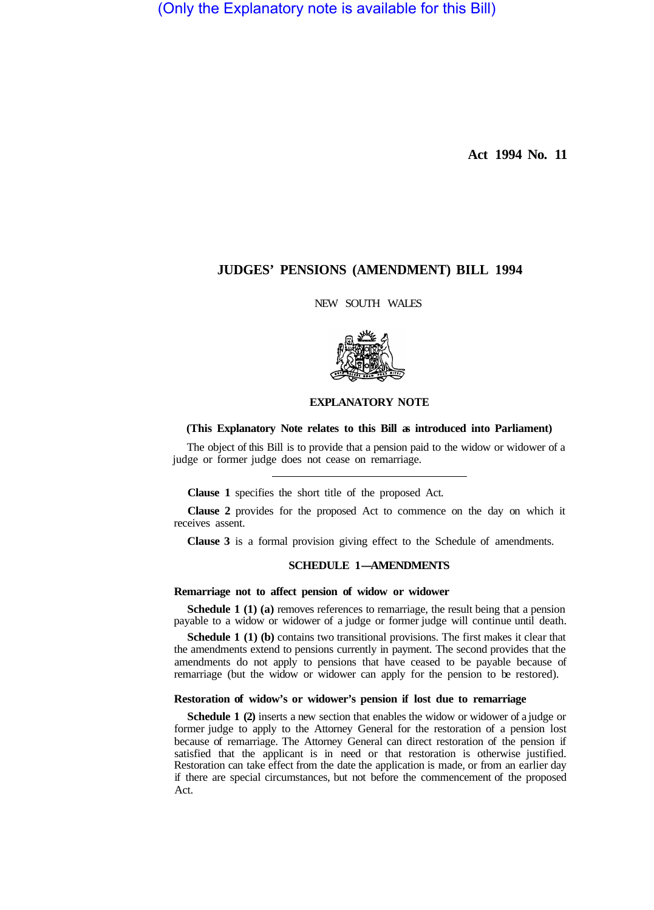(Only the Explanatory note is available for this Bill)

**Act 1994 No. 11**

# JUDGES' PENSIONS (AMENDMENT) BILL 1994

NEW SOUTH WALES

## EXPLANATORY NOTE

**(This Explanatory Note relates to this Bill as introduced into Parliament)**

The object of this Bill is to provide that a pension paid to the widow or widower of a judge or former judge does not cease on remarriage.

---

**Clause 1** specifies the short title of the proposed Act.

**Clause 2** provides for the proposed Act to commence on the day on which it receives assent.

**Clause 3** is a formal provision giving effect to the Schedule of amendments.

## SCHEDULE 1—AMENDMENTS

### Remarriage not to affect pension of widow or widower

**Schedule 1 (1) (a)** removes references to remarriage, the result being that a pension payable to a widow or widower of a judge or former judge will continue until death.

**Schedule 1 (1) (b)** contains two transitional provisions. The first makes it clear that the amendments extend to pensions currently in payment. The second provides that the amendments do not apply to pensions that have ceased to be payable because of remarriage (but the widow or widower can apply for the pension to be restored).

### Restoration of widow's or widower's pension if lost due to remarriage

**Schedule 1 (2)** inserts a new section that enables the widow or widower of a judge or former judge to apply to the Attorney General for the restoration of a pension lost because of remarriage. The Attorney General can direct restoration of the pension if satisfied that the applicant is in need or that restoration is otherwise justified. Restoration can take effect from the date the application is made, or from an earlier day if there are special circumstances, but not before the commencement of the proposed Act.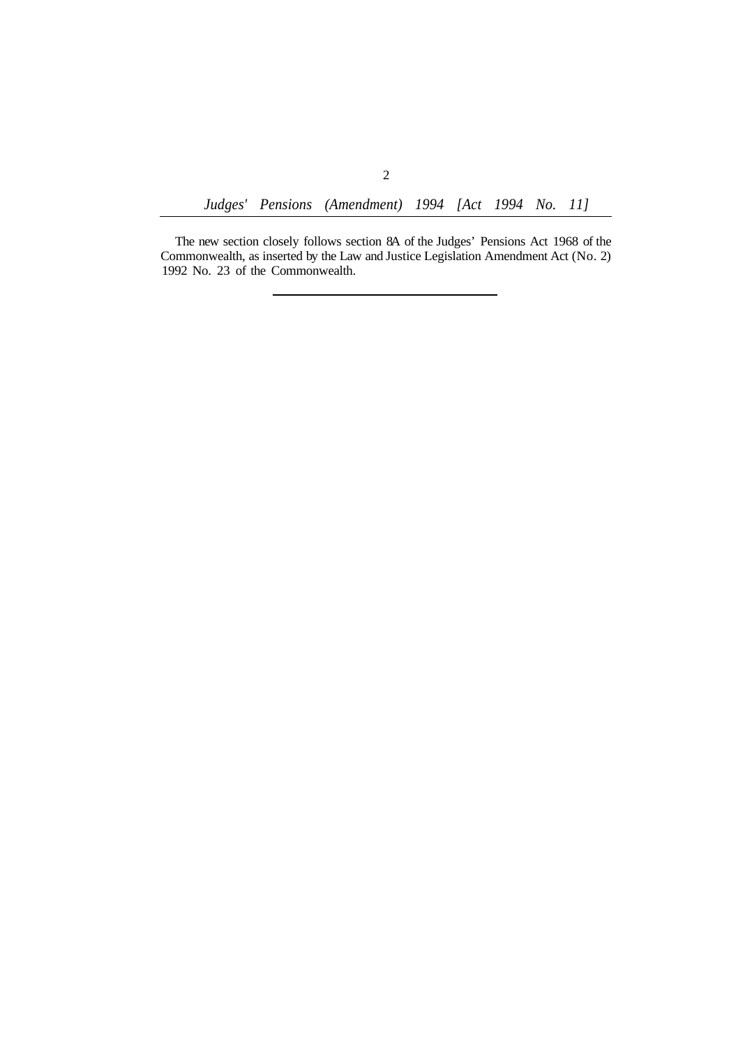The new section closely follows section 8A of the Judges' Pensions Act 1968 of the Commonwealth, as inserted by the Law and Justice Legislation Amendment Act (No. 2) 1992 No. 23 of the Commonwealth.

---